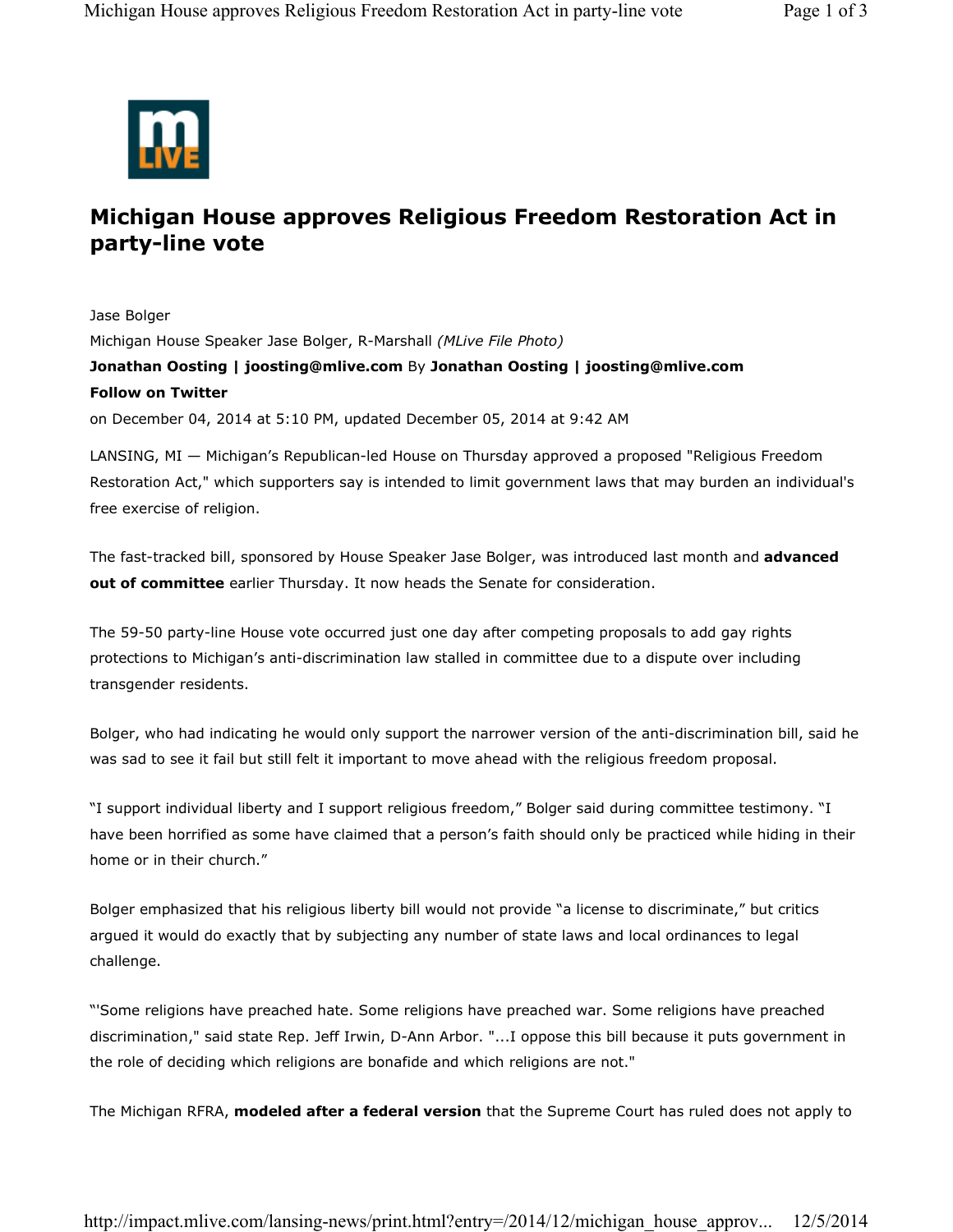# Michigan House approves Religious Freedom Restoration Act in party-line vote

Jase Bolger

Michigan House Speaker Jase Bolger, R-Marshall *(MLive File Photo)*

**Jonathan Oosting | joosting@mlive.com** By **Jonathan Oosting | joosting@mlive.com**

**Follow on Twitter**

on December 04, 2014 at 5:10 PM, updated December 05, 2014 at 9:42 AM

LANSING, MI — Michigan's Republican-led House on Thursday approved a proposed "Religious Freedom Restoration Act," which supporters say is intended to limit government laws that may burden an individual's free exercise of religion.

The fast-tracked bill, sponsored by House Speaker Jase Bolger, was introduced last month and **advanced out of committee** earlier Thursday. It now heads the Senate for consideration.

The 59-50 party-line House vote occurred just one day after competing proposals to add gay rights protections to Michigan's anti-discrimination law stalled in committee due to a dispute over including transgender residents.

Bolger, who had indicating he would only support the narrower version of the anti-discrimination bill, said he was sad to see it fail but still felt it important to move ahead with the religious freedom proposal.

"I support individual liberty and I support religious freedom," Bolger said during committee testimony. "I have been horrified as some have claimed that a person's faith should only be practiced while hiding in their home or in their church."

Bolger emphasized that his religious liberty bill would not provide "a license to discriminate," but critics argued it would do exactly that by subjecting any number of state laws and local ordinances to legal challenge.

"'Some religions have preached hate. Some religions have preached war. Some religions have preached discrimination," said state Rep. Jeff Irwin, D-Ann Arbor. "...I oppose this bill because it puts government in the role of deciding which religions are bonafide and which religions are not."

The Michigan RFRA, **modeled after a federal version** that the Supreme Court has ruled does not apply to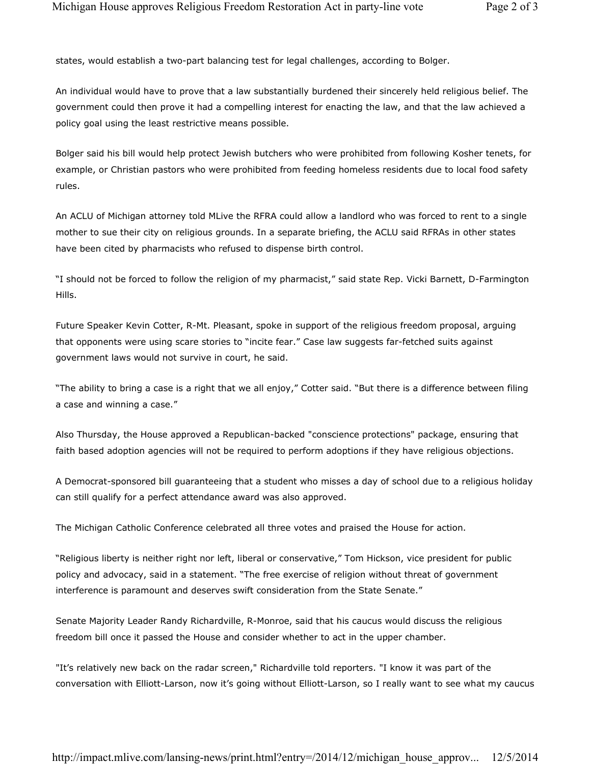states, would establish a two-part balancing test for legal challenges, according to Bolger.

An individual would have to prove that a law substantially burdened their sincerely held religious belief. The government could then prove it had a compelling interest for enacting the law, and that the law achieved a policy goal using the least restrictive means possible.

Bolger said his bill would help protect Jewish butchers who were prohibited from following Kosher tenets, for example, or Christian pastors who were prohibited from feeding homeless residents due to local food safety rules.

An ACLU of Michigan attorney told MLive the RFRA could allow a landlord who was forced to rent to a single mother to sue their city on religious grounds. In a separate briefing, the ACLU said RFRAs in other states have been cited by pharmacists who refused to dispense birth control.

"I should not be forced to follow the religion of my pharmacist," said state Rep. Vicki Barnett, D-Farmington Hills.

Future Speaker Kevin Cotter, R-Mt. Pleasant, spoke in support of the religious freedom proposal, arguing that opponents were using scare stories to "incite fear." Case law suggests far-fetched suits against government laws would not survive in court, he said.

"The ability to bring a case is a right that we all enjoy," Cotter said. "But there is a difference between filing a case and winning a case."

Also Thursday, the House approved a Republican-backed "conscience protections" package, ensuring that faith based adoption agencies will not be required to perform adoptions if they have religious objections.

A Democrat-sponsored bill guaranteeing that a student who misses a day of school due to a religious holiday can still qualify for a perfect attendance award was also approved.

The Michigan Catholic Conference celebrated all three votes and praised the House for action.

"Religious liberty is neither right nor left, liberal or conservative," Tom Hickson, vice president for public policy and advocacy, said in a statement. "The free exercise of religion without threat of government interference is paramount and deserves swift consideration from the State Senate."

Senate Majority Leader Randy Richardville, R-Monroe, said that his caucus would discuss the religious freedom bill once it passed the House and consider whether to act in the upper chamber.

"It's relatively new back on the radar screen," Richardville told reporters. "I know it was part of the conversation with Elliott-Larson, now it's going without Elliott-Larson, so I really want to see what my caucus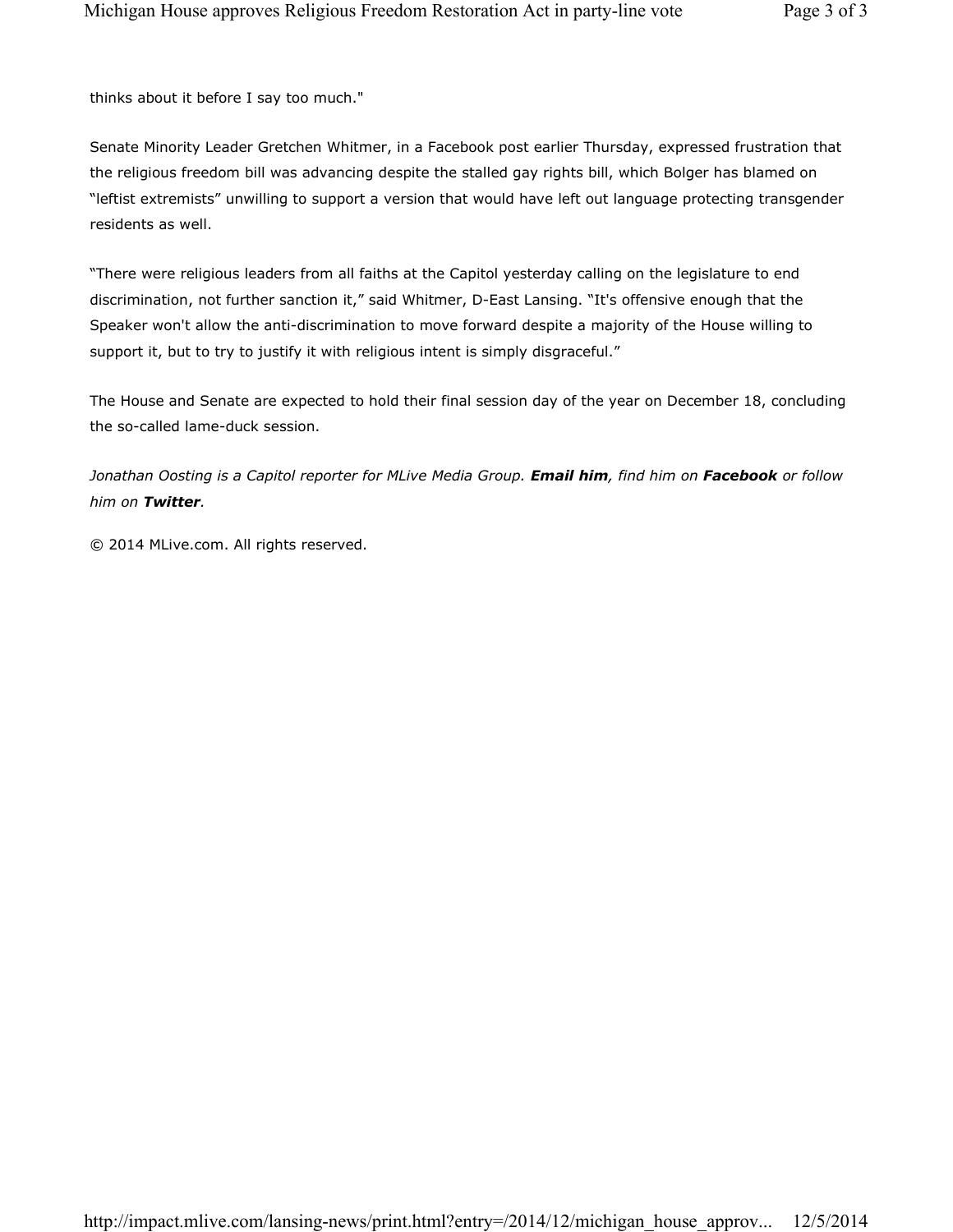thinks about it before I say too much."

Senate Minority Leader Gretchen Whitmer, in a Facebook post earlier Thursday, expressed frustration that the religious freedom bill was advancing despite the stalled gay rights bill, which Bolger has blamed on “leftist extremists” unwilling to support a version that would have left out language protecting transgender residents as well.

“There were religious leaders from all faiths at the Capitol yesterday calling on the legislature to end discrimination, not further sanction it,” said Whitmer, D-East Lansing. “It's offensive enough that the Speaker won't allow the anti-discrimination to move forward despite a majority of the House willing to support it, but to try to justify it with religious intent is simply disgraceful.”

The House and Senate are expected to hold their final session day of the year on December 18, concluding the so-called lame-duck session.

*Jonathan Oosting is a Capitol reporter for MLive Media Group.* ***Email him****, find him on* ***Facebook*** *or follow him on* ***Twitter****.*

© 2014 MLive.com. All rights reserved.